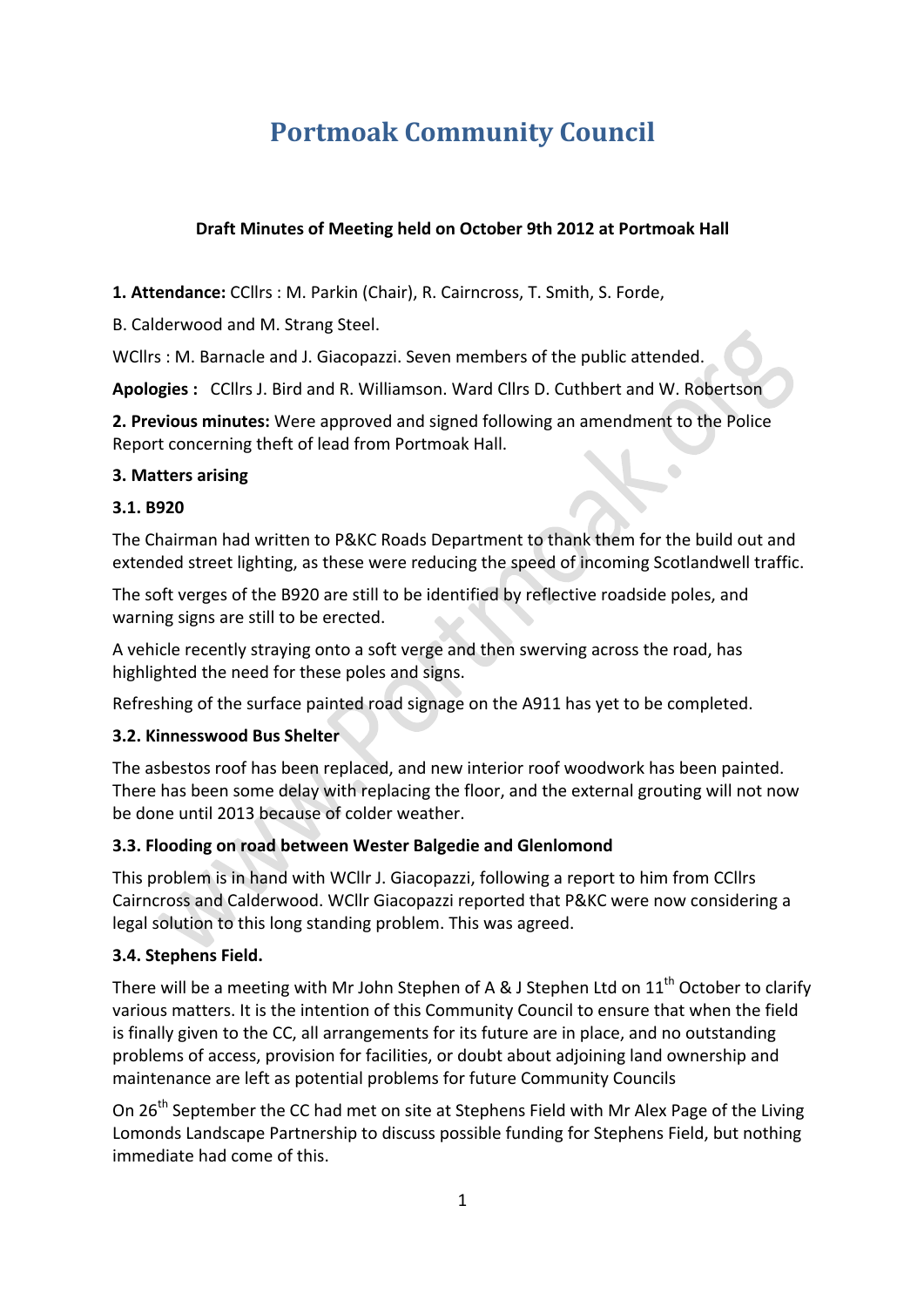# Portmoak Community Council

**Draft Minutes of Meeting held on October 9th 2012 at Portmoak Hall**

**1. Attendance:** CCllrs : M. Parkin (Chair), R. Cairncross, T. Smith, S. Forde,

B. Calderwood and M. Strang Steel.

WCllrs : M. Barnacle and J. Giacopazzi. Seven members of the public attended.

**Apologies :** CCllrs J. Bird and R. Williamson. Ward Cllrs D. Cuthbert and W. Robertson

**2. Previous minutes:** Were approved and signed following an amendment to the Police Report concerning theft of lead from Portmoak Hall.

**3. Matters arising**

**3.1. B920**

The Chairman had written to P&KC Roads Department to thank them for the build out and extended street lighting, as these were reducing the speed of incoming Scotlandwell traffic.

The soft verges of the B920 are still to be identified by reflective roadside poles, and warning signs are still to be erected.

A vehicle recently straying onto a soft verge and then swerving across the road, has highlighted the need for these poles and signs.

Refreshing of the surface painted road signage on the A911 has yet to be completed.

**3.2. Kinnesswood Bus Shelter**

The asbestos roof has been replaced, and new interior roof woodwork has been painted. There has been some delay with replacing the floor, and the external grouting will not now be done until 2013 because of colder weather.

**3.3. Flooding on road between Wester Balgedie and Glenlomond**

This problem is in hand with WCllr J. Giacopazzi, following a report to him from CCllrs Cairncross and Calderwood. WCllr Giacopazzi reported that P&KC were now considering a legal solution to this long standing problem. This was agreed.

**3.4. Stephens Field.**

There will be a meeting with Mr John Stephen of A & J Stephen Ltd on 11th October to clarify various matters. It is the intention of this Community Council to ensure that when the field is finally given to the CC, all arrangements for its future are in place, and no outstanding problems of access, provision for facilities, or doubt about adjoining land ownership and maintenance are left as potential problems for future Community Councils

On 26th September the CC had met on site at Stephens Field with Mr Alex Page of the Living Lomonds Landscape Partnership to discuss possible funding for Stephens Field, but nothing immediate had come of this.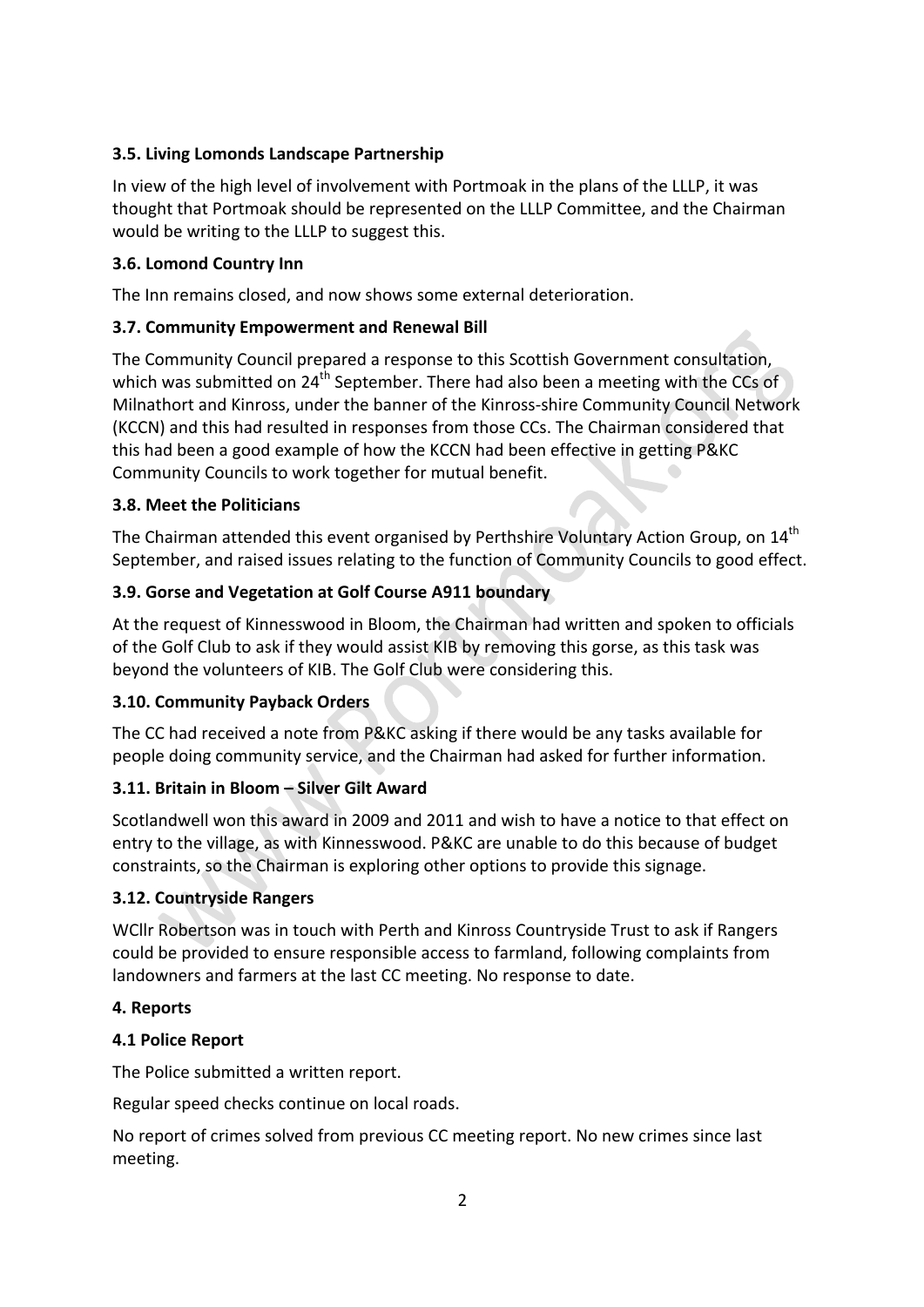### 3.5. Living Lomonds Landscape Partnership

In view of the high level of involvement with Portmoak in the plans of the LLLP, it was thought that Portmoak should be represented on the LLLP Committee, and the Chairman would be writing to the LLLP to suggest this.

### 3.6. Lomond Country Inn

The Inn remains closed, and now shows some external deterioration.

### 3.7. Community Empowerment and Renewal Bill

The Community Council prepared a response to this Scottish Government consultation, which was submitted on 24th September. There had also been a meeting with the CCs of Milnathort and Kinross, under the banner of the Kinross-shire Community Council Network (KCCN) and this had resulted in responses from those CCs. The Chairman considered that this had been a good example of how the KCCN had been effective in getting P&KC Community Councils to work together for mutual benefit.

### 3.8. Meet the Politicians

The Chairman attended this event organised by Perthshire Voluntary Action Group, on 14th September, and raised issues relating to the function of Community Councils to good effect.

### 3.9. Gorse and Vegetation at Golf Course A911 boundary

At the request of Kinnesswood in Bloom, the Chairman had written and spoken to officials of the Golf Club to ask if they would assist KIB by removing this gorse, as this task was beyond the volunteers of KIB. The Golf Club were considering this.

### 3.10. Community Payback Orders

The CC had received a note from P&KC asking if there would be any tasks available for people doing community service, and the Chairman had asked for further information.

### 3.11. Britain in Bloom – Silver Gilt Award

Scotlandwell won this award in 2009 and 2011 and wish to have a notice to that effect on entry to the village, as with Kinnesswood. P&KC are unable to do this because of budget constraints, so the Chairman is exploring other options to provide this signage.

### 3.12. Countryside Rangers

WCllr Robertson was in touch with Perth and Kinross Countryside Trust to ask if Rangers could be provided to ensure responsible access to farmland, following complaints from landowners and farmers at the last CC meeting. No response to date.

## 4. Reports

### 4.1 Police Report

The Police submitted a written report.

Regular speed checks continue on local roads.

No report of crimes solved from previous CC meeting report. No new crimes since last meeting.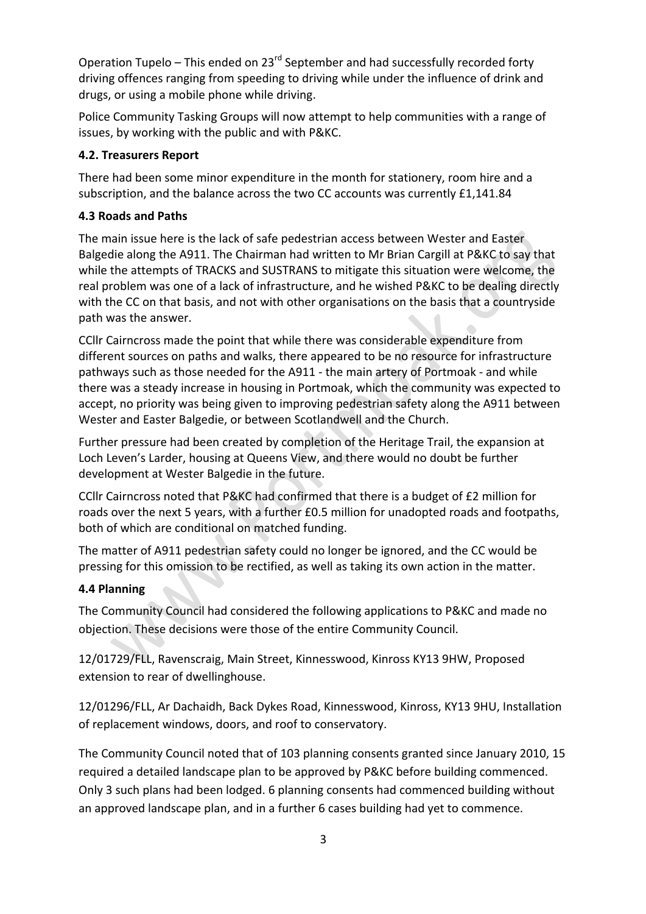Operation Tupelo – This ended on 23rd September and had successfully recorded forty driving offences ranging from speeding to driving while under the influence of drink and drugs, or using a mobile phone while driving.

Police Community Tasking Groups will now attempt to help communities with a range of issues, by working with the public and with P&KC.

**4.2. Treasurers Report**

There had been some minor expenditure in the month for stationery, room hire and a subscription, and the balance across the two CC accounts was currently £1,141.84

**4.3 Roads and Paths**

The main issue here is the lack of safe pedestrian access between Wester and Easter Balgedie along the A911. The Chairman had written to Mr Brian Cargill at P&KC to say that while the attempts of TRACKS and SUSTRANS to mitigate this situation were welcome, the real problem was one of a lack of infrastructure, and he wished P&KC to be dealing directly with the CC on that basis, and not with other organisations on the basis that a countryside path was the answer.

CCllr Cairncross made the point that while there was considerable expenditure from different sources on paths and walks, there appeared to be no resource for infrastructure pathways such as those needed for the A911 - the main artery of Portmoak - and while there was a steady increase in housing in Portmoak, which the community was expected to accept, no priority was being given to improving pedestrian safety along the A911 between Wester and Easter Balgedie, or between Scotlandwell and the Church.

Further pressure had been created by completion of the Heritage Trail, the expansion at Loch Leven's Larder, housing at Queens View, and there would no doubt be further development at Wester Balgedie in the future.

CCllr Cairncross noted that P&KC had confirmed that there is a budget of £2 million for roads over the next 5 years, with a further £0.5 million for unadopted roads and footpaths, both of which are conditional on matched funding.

The matter of A911 pedestrian safety could no longer be ignored, and the CC would be pressing for this omission to be rectified, as well as taking its own action in the matter.

**4.4 Planning**

The Community Council had considered the following applications to P&KC and made no objection. These decisions were those of the entire Community Council.

12/01729/FLL, Ravenscraig, Main Street, Kinnesswood, Kinross KY13 9HW, Proposed extension to rear of dwellinghouse.

12/01296/FLL, Ar Dachaidh, Back Dykes Road, Kinnesswood, Kinross, KY13 9HU, Installation of replacement windows, doors, and roof to conservatory.

The Community Council noted that of 103 planning consents granted since January 2010, 15 required a detailed landscape plan to be approved by P&KC before building commenced. Only 3 such plans had been lodged. 6 planning consents had commenced building without an approved landscape plan, and in a further 6 cases building had yet to commence.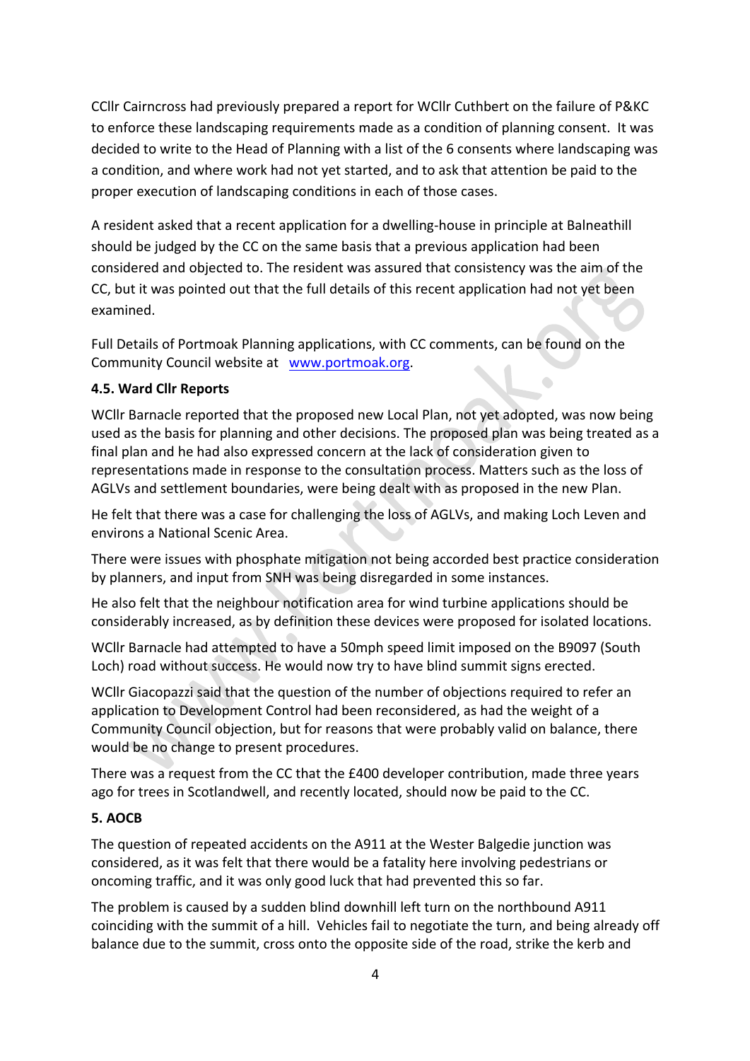CCllr Cairncross had previously prepared a report for WCllr Cuthbert on the failure of P&KC to enforce these landscaping requirements made as a condition of planning consent. It was decided to write to the Head of Planning with a list of the 6 consents where landscaping was a condition, and where work had not yet started, and to ask that attention be paid to the proper execution of landscaping conditions in each of those cases.

A resident asked that a recent application for a dwelling-house in principle at Balneathill should be judged by the CC on the same basis that a previous application had been considered and objected to. The resident was assured that consistency was the aim of the CC, but it was pointed out that the full details of this recent application had not yet been examined.

Full Details of Portmoak Planning applications, with CC comments, can be found on the Community Council website at www.portmoak.org.

**4.5. Ward Cllr Reports**

WCllr Barnacle reported that the proposed new Local Plan, not yet adopted, was now being used as the basis for planning and other decisions. The proposed plan was being treated as a final plan and he had also expressed concern at the lack of consideration given to representations made in response to the consultation process. Matters such as the loss of AGLVs and settlement boundaries, were being dealt with as proposed in the new Plan.

He felt that there was a case for challenging the loss of AGLVs, and making Loch Leven and environs a National Scenic Area.

There were issues with phosphate mitigation not being accorded best practice consideration by planners, and input from SNH was being disregarded in some instances.

He also felt that the neighbour notification area for wind turbine applications should be considerably increased, as by definition these devices were proposed for isolated locations.

WCllr Barnacle had attempted to have a 50mph speed limit imposed on the B9097 (South Loch) road without success. He would now try to have blind summit signs erected.

WCllr Giacopazzi said that the question of the number of objections required to refer an application to Development Control had been reconsidered, as had the weight of a Community Council objection, but for reasons that were probably valid on balance, there would be no change to present procedures.

There was a request from the CC that the £400 developer contribution, made three years ago for trees in Scotlandwell, and recently located, should now be paid to the CC.

**5. AOCB**

The question of repeated accidents on the A911 at the Wester Balgedie junction was considered, as it was felt that there would be a fatality here involving pedestrians or oncoming traffic, and it was only good luck that had prevented this so far.

The problem is caused by a sudden blind downhill left turn on the northbound A911 coinciding with the summit of a hill. Vehicles fail to negotiate the turn, and being already off balance due to the summit, cross onto the opposite side of the road, strike the kerb and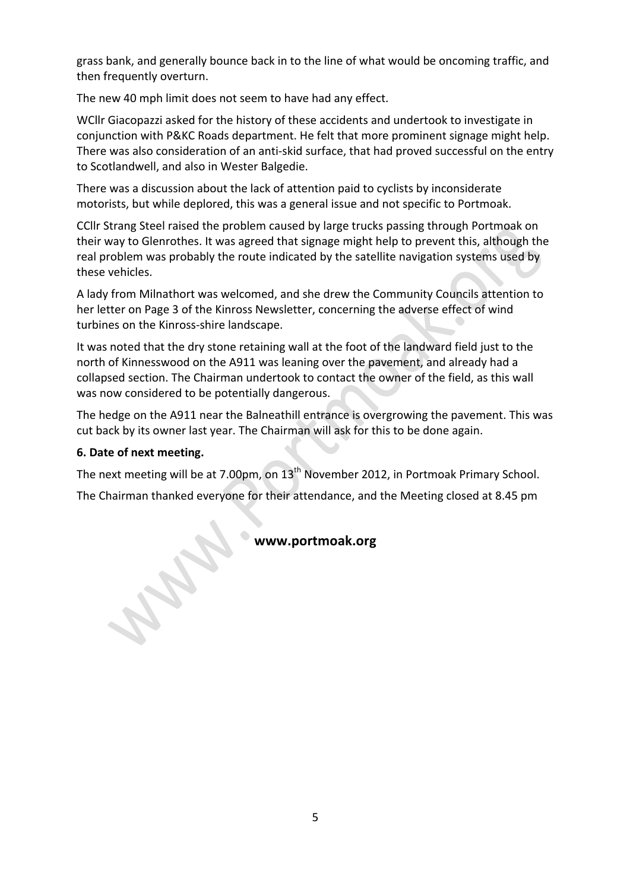grass bank, and generally bounce back in to the line of what would be oncoming traffic, and then frequently overturn.

The new 40 mph limit does not seem to have had any effect.

WCllr Giacopazzi asked for the history of these accidents and undertook to investigate in conjunction with P&KC Roads department. He felt that more prominent signage might help. There was also consideration of an anti-skid surface, that had proved successful on the entry to Scotlandwell, and also in Wester Balgedie.

There was a discussion about the lack of attention paid to cyclists by inconsiderate motorists, but while deplored, this was a general issue and not specific to Portmoak.

CCllr Strang Steel raised the problem caused by large trucks passing through Portmoak on their way to Glenrothes. It was agreed that signage might help to prevent this, although the real problem was probably the route indicated by the satellite navigation systems used by these vehicles.

A lady from Milnathort was welcomed, and she drew the Community Councils attention to her letter on Page 3 of the Kinross Newsletter, concerning the adverse effect of wind turbines on the Kinross-shire landscape.

It was noted that the dry stone retaining wall at the foot of the landward field just to the north of Kinnesswood on the A911 was leaning over the pavement, and already had a collapsed section. The Chairman undertook to contact the owner of the field, as this wall was now considered to be potentially dangerous.

The hedge on the A911 near the Balneathill entrance is overgrowing the pavement. This was cut back by its owner last year. The Chairman will ask for this to be done again.

**6. Date of next meeting.**

The next meeting will be at 7.00pm, on 13th November 2012, in Portmoak Primary School.

The Chairman thanked everyone for their attendance, and the Meeting closed at 8.45 pm

**www.portmoak.org**